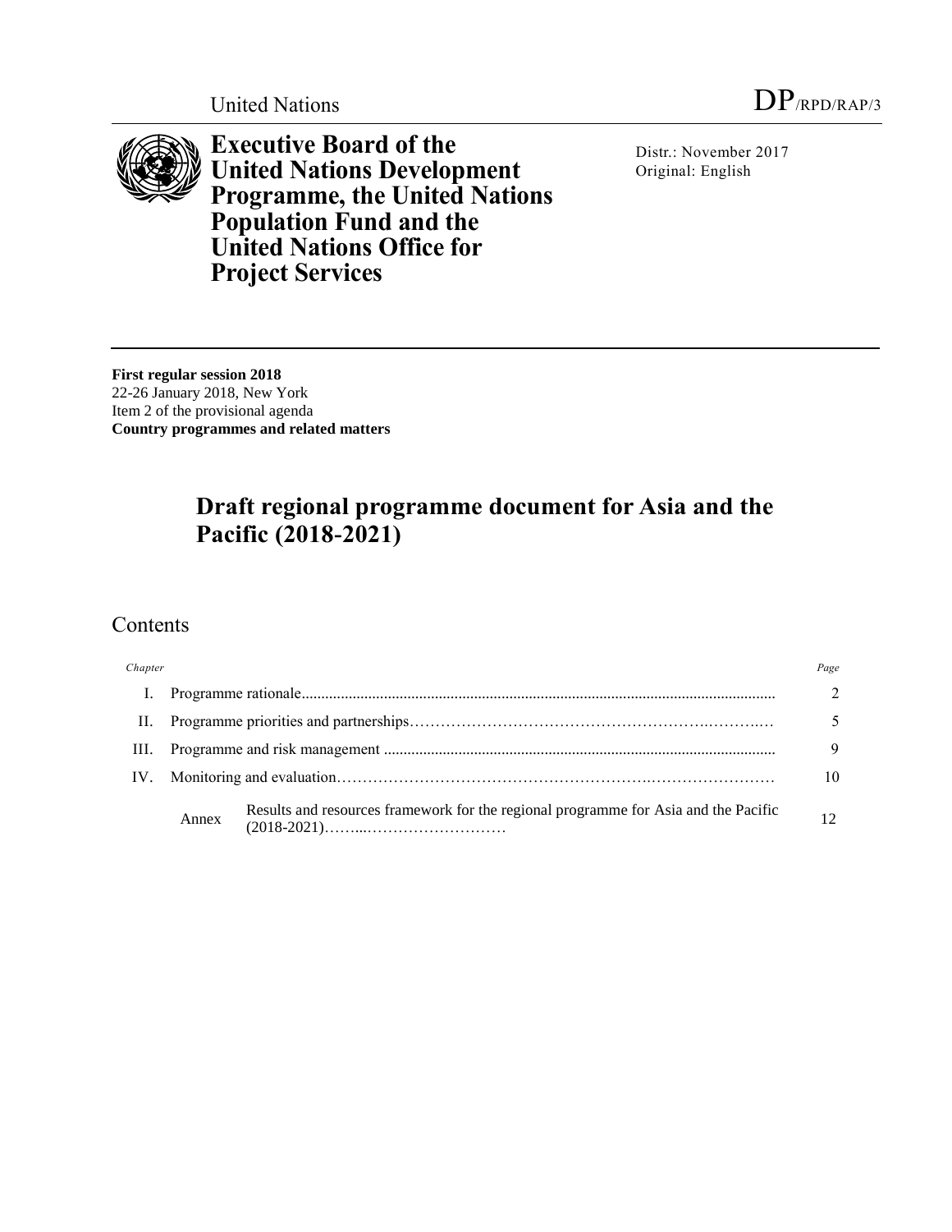United Nations

DP/RPD/RAP/3

# Executive Board of the United Nations Development Programme, the United Nations Population Fund and the United Nations Office for Project Services

Distr.: November 2017
Original: English

**First regular session 2018**
22-26 January 2018, New York
Item 2 of the provisional agenda
**Country programmes and related matters**

# Draft regional programme document for Asia and the Pacific (2018-2021)

## Contents

| *Chapter* | | | *Page* |
|---|---|---|---|
| I. | Programme rationale | | 2 |
| II. | Programme priorities and partnerships | | 5 |
| III. | Programme and risk management | | 9 |
| IV. | Monitoring and evaluation | | 10 |
| | Annex | Results and resources framework for the regional programme for Asia and the Pacific (2018-2021) | 12 |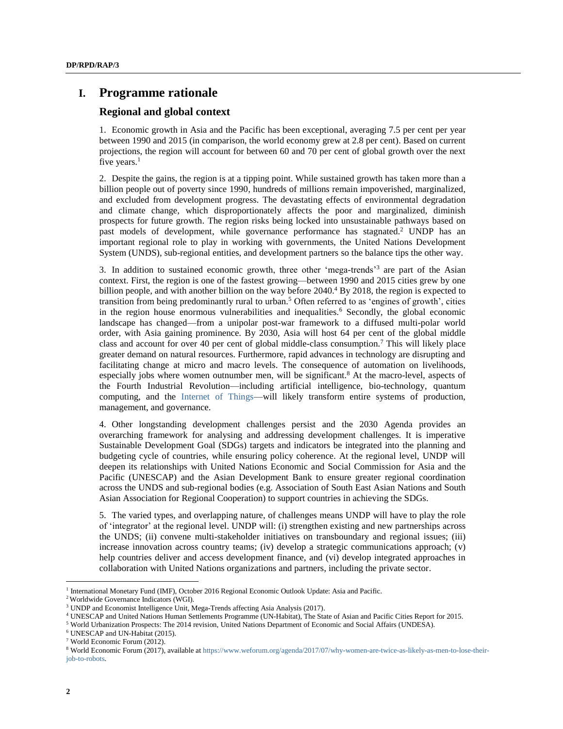# I. Programme rationale

## Regional and global context

1. Economic growth in Asia and the Pacific has been exceptional, averaging 7.5 per cent per year between 1990 and 2015 (in comparison, the world economy grew at 2.8 per cent). Based on current projections, the region will account for between 60 and 70 per cent of global growth over the next five years.[1]

2. Despite the gains, the region is at a tipping point. While sustained growth has taken more than a billion people out of poverty since 1990, hundreds of millions remain impoverished, marginalized, and excluded from development progress. The devastating effects of environmental degradation and climate change, which disproportionately affects the poor and marginalized, diminish prospects for future growth. The region risks being locked into unsustainable pathways based on past models of development, while governance performance has stagnated.[2] UNDP has an important regional role to play in working with governments, the United Nations Development System (UNDS), sub-regional entities, and development partners so the balance tips the other way.

3. In addition to sustained economic growth, three other 'mega-trends'[3] are part of the Asian context. First, the region is one of the fastest growing—between 1990 and 2015 cities grew by one billion people, and with another billion on the way before 2040.[4] By 2018, the region is expected to transition from being predominantly rural to urban.[5] Often referred to as 'engines of growth', cities in the region house enormous vulnerabilities and inequalities.[6] Secondly, the global economic landscape has changed—from a unipolar post-war framework to a diffused multi-polar world order, with Asia gaining prominence. By 2030, Asia will host 64 per cent of the global middle class and account for over 40 per cent of global middle-class consumption.[7] This will likely place greater demand on natural resources. Furthermore, rapid advances in technology are disrupting and facilitating change at micro and macro levels. The consequence of automation on livelihoods, especially jobs where women outnumber men, will be significant.[8] At the macro-level, aspects of the Fourth Industrial Revolution—including artificial intelligence, bio-technology, quantum computing, and the Internet of Things—will likely transform entire systems of production, management, and governance.

4. Other longstanding development challenges persist and the 2030 Agenda provides an overarching framework for analysing and addressing development challenges. It is imperative Sustainable Development Goal (SDGs) targets and indicators be integrated into the planning and budgeting cycle of countries, while ensuring policy coherence. At the regional level, UNDP will deepen its relationships with United Nations Economic and Social Commission for Asia and the Pacific (UNESCAP) and the Asian Development Bank to ensure greater regional coordination across the UNDS and sub-regional bodies (e.g. Association of South East Asian Nations and South Asian Association for Regional Cooperation) to support countries in achieving the SDGs.

5. The varied types, and overlapping nature, of challenges means UNDP will have to play the role of 'integrator' at the regional level. UNDP will: (i) strengthen existing and new partnerships across the UNDS; (ii) convene multi-stakeholder initiatives on transboundary and regional issues; (iii) increase innovation across country teams; (iv) develop a strategic communications approach; (v) help countries deliver and access development finance, and (vi) develop integrated approaches in collaboration with United Nations organizations and partners, including the private sector.

---

[1] International Monetary Fund (IMF), October 2016 Regional Economic Outlook Update: Asia and Pacific.

[2] Worldwide Governance Indicators (WGI).

[3] UNDP and Economist Intelligence Unit, Mega-Trends affecting Asia Analysis (2017).

[4] UNESCAP and United Nations Human Settlements Programme (UN-Habitat), The State of Asian and Pacific Cities Report for 2015.

[5] World Urbanization Prospects: The 2014 revision, United Nations Department of Economic and Social Affairs (UNDESA).

[6] UNESCAP and UN-Habitat (2015).

[7] World Economic Forum (2012).

[8] World Economic Forum (2017), available at https://www.weforum.org/agenda/2017/07/why-women-are-twice-as-likely-as-men-to-lose-their-job-to-robots.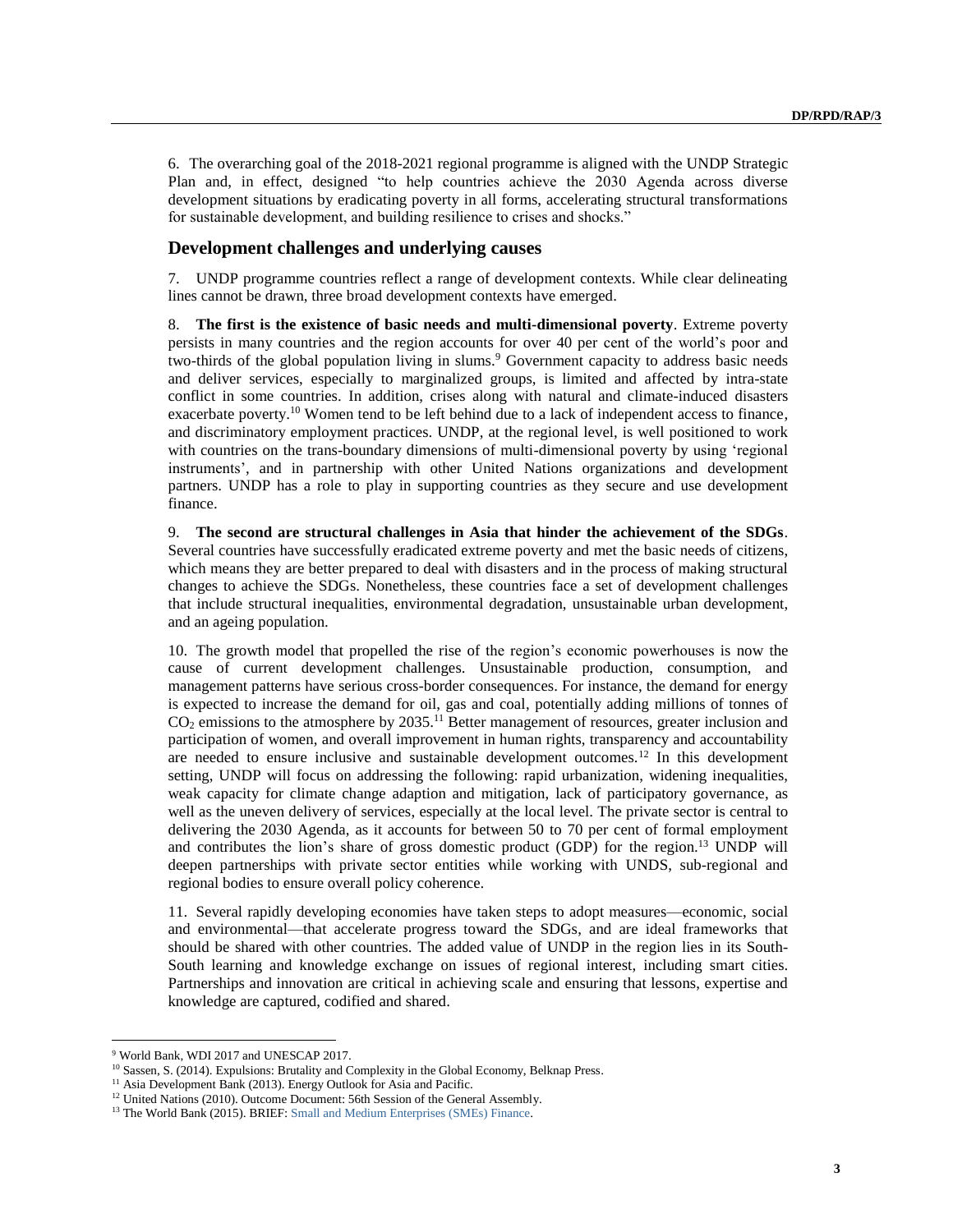6. The overarching goal of the 2018-2021 regional programme is aligned with the UNDP Strategic Plan and, in effect, designed "to help countries achieve the 2030 Agenda across diverse development situations by eradicating poverty in all forms, accelerating structural transformations for sustainable development, and building resilience to crises and shocks."

## Development challenges and underlying causes

7. UNDP programme countries reflect a range of development contexts. While clear delineating lines cannot be drawn, three broad development contexts have emerged.

8. **The first is the existence of basic needs and multi-dimensional poverty**. Extreme poverty persists in many countries and the region accounts for over 40 per cent of the world's poor and two-thirds of the global population living in slums.[9] Government capacity to address basic needs and deliver services, especially to marginalized groups, is limited and affected by intra-state conflict in some countries. In addition, crises along with natural and climate-induced disasters exacerbate poverty.[10] Women tend to be left behind due to a lack of independent access to finance, and discriminatory employment practices. UNDP, at the regional level, is well positioned to work with countries on the trans-boundary dimensions of multi-dimensional poverty by using 'regional instruments', and in partnership with other United Nations organizations and development partners. UNDP has a role to play in supporting countries as they secure and use development finance.

9. **The second are structural challenges in Asia that hinder the achievement of the SDGs**. Several countries have successfully eradicated extreme poverty and met the basic needs of citizens, which means they are better prepared to deal with disasters and in the process of making structural changes to achieve the SDGs. Nonetheless, these countries face a set of development challenges that include structural inequalities, environmental degradation, unsustainable urban development, and an ageing population.

10. The growth model that propelled the rise of the region's economic powerhouses is now the cause of current development challenges. Unsustainable production, consumption, and management patterns have serious cross-border consequences. For instance, the demand for energy is expected to increase the demand for oil, gas and coal, potentially adding millions of tonnes of $CO_2$ emissions to the atmosphere by 2035.[11] Better management of resources, greater inclusion and participation of women, and overall improvement in human rights, transparency and accountability are needed to ensure inclusive and sustainable development outcomes.[12] In this development setting, UNDP will focus on addressing the following: rapid urbanization, widening inequalities, weak capacity for climate change adaption and mitigation, lack of participatory governance, as well as the uneven delivery of services, especially at the local level. The private sector is central to delivering the 2030 Agenda, as it accounts for between 50 to 70 per cent of formal employment and contributes the lion's share of gross domestic product (GDP) for the region.[13] UNDP will deepen partnerships with private sector entities while working with UNDS, sub-regional and regional bodies to ensure overall policy coherence.

11. Several rapidly developing economies have taken steps to adopt measures—economic, social and environmental—that accelerate progress toward the SDGs, and are ideal frameworks that should be shared with other countries. The added value of UNDP in the region lies in its South-South learning and knowledge exchange on issues of regional interest, including smart cities. Partnerships and innovation are critical in achieving scale and ensuring that lessons, expertise and knowledge are captured, codified and shared.

---

[9] World Bank, WDI 2017 and UNESCAP 2017.

[10] Sassen, S. (2014). Expulsions: Brutality and Complexity in the Global Economy, Belknap Press.

[11] Asia Development Bank (2013). Energy Outlook for Asia and Pacific.

[12] United Nations (2010). Outcome Document: 56th Session of the General Assembly.

[13] The World Bank (2015). BRIEF: Small and Medium Enterprises (SMEs) Finance.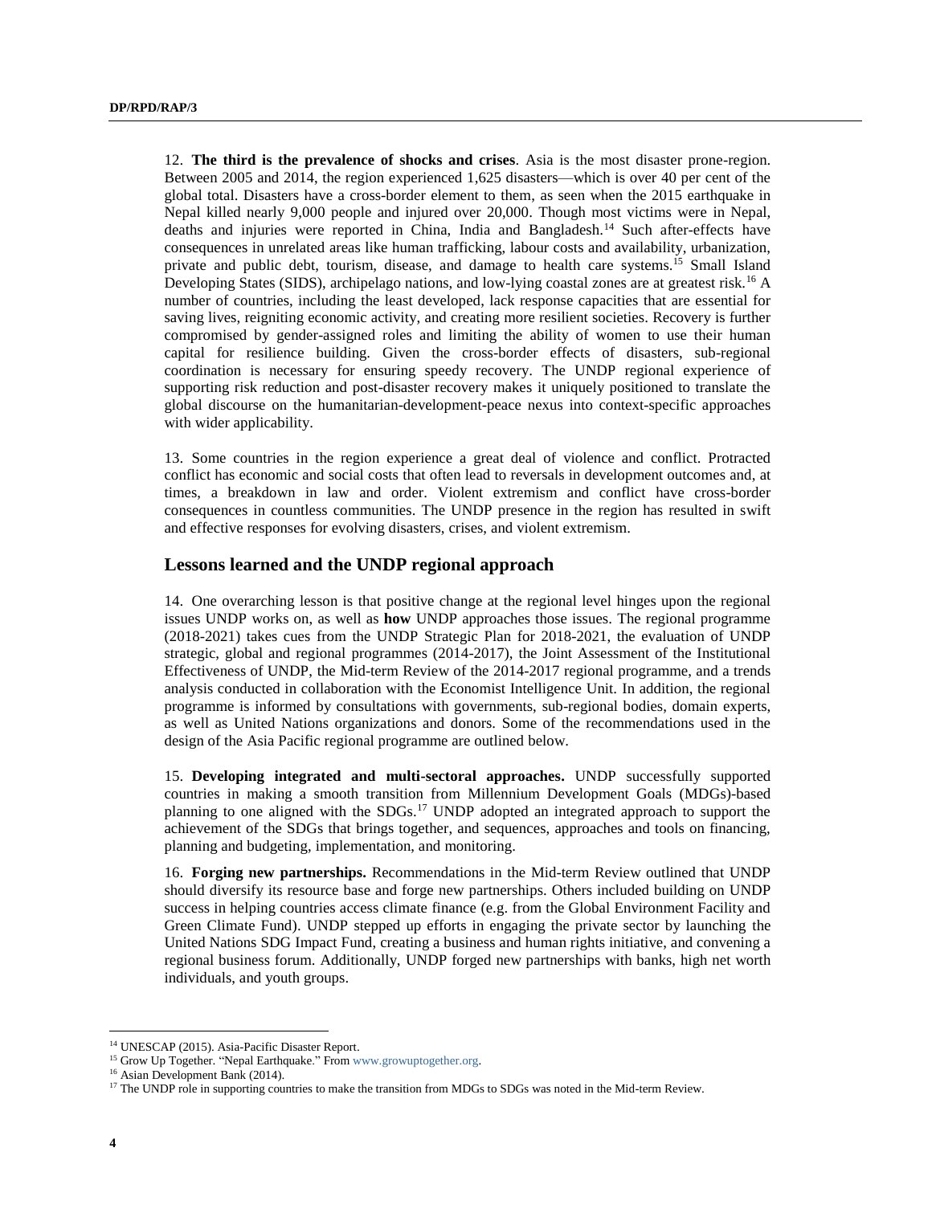12. **The third is the prevalence of shocks and crises**. Asia is the most disaster prone-region. Between 2005 and 2014, the region experienced 1,625 disasters—which is over 40 per cent of the global total. Disasters have a cross-border element to them, as seen when the 2015 earthquake in Nepal killed nearly 9,000 people and injured over 20,000. Though most victims were in Nepal, deaths and injuries were reported in China, India and Bangladesh.[14] Such after-effects have consequences in unrelated areas like human trafficking, labour costs and availability, urbanization, private and public debt, tourism, disease, and damage to health care systems.[15] Small Island Developing States (SIDS), archipelago nations, and low-lying coastal zones are at greatest risk.[16] A number of countries, including the least developed, lack response capacities that are essential for saving lives, reigniting economic activity, and creating more resilient societies. Recovery is further compromised by gender-assigned roles and limiting the ability of women to use their human capital for resilience building. Given the cross-border effects of disasters, sub-regional coordination is necessary for ensuring speedy recovery. The UNDP regional experience of supporting risk reduction and post-disaster recovery makes it uniquely positioned to translate the global discourse on the humanitarian-development-peace nexus into context-specific approaches with wider applicability.

13. Some countries in the region experience a great deal of violence and conflict. Protracted conflict has economic and social costs that often lead to reversals in development outcomes and, at times, a breakdown in law and order. Violent extremism and conflict have cross-border consequences in countless communities. The UNDP presence in the region has resulted in swift and effective responses for evolving disasters, crises, and violent extremism.

## Lessons learned and the UNDP regional approach

14. One overarching lesson is that positive change at the regional level hinges upon the regional issues UNDP works on, as well as **how** UNDP approaches those issues. The regional programme (2018-2021) takes cues from the UNDP Strategic Plan for 2018-2021, the evaluation of UNDP strategic, global and regional programmes (2014-2017), the Joint Assessment of the Institutional Effectiveness of UNDP, the Mid-term Review of the 2014-2017 regional programme, and a trends analysis conducted in collaboration with the Economist Intelligence Unit. In addition, the regional programme is informed by consultations with governments, sub-regional bodies, domain experts, as well as United Nations organizations and donors. Some of the recommendations used in the design of the Asia Pacific regional programme are outlined below.

15. **Developing integrated and multi-sectoral approaches.** UNDP successfully supported countries in making a smooth transition from Millennium Development Goals (MDGs)-based planning to one aligned with the SDGs.[17] UNDP adopted an integrated approach to support the achievement of the SDGs that brings together, and sequences, approaches and tools on financing, planning and budgeting, implementation, and monitoring.

16. **Forging new partnerships.** Recommendations in the Mid-term Review outlined that UNDP should diversify its resource base and forge new partnerships. Others included building on UNDP success in helping countries access climate finance (e.g. from the Global Environment Facility and Green Climate Fund). UNDP stepped up efforts in engaging the private sector by launching the United Nations SDG Impact Fund, creating a business and human rights initiative, and convening a regional business forum. Additionally, UNDP forged new partnerships with banks, high net worth individuals, and youth groups.

---

[14] UNESCAP (2015). Asia-Pacific Disaster Report.

[15] Grow Up Together. "Nepal Earthquake." From www.growuptogether.org.

[16] Asian Development Bank (2014).

[17] The UNDP role in supporting countries to make the transition from MDGs to SDGs was noted in the Mid-term Review.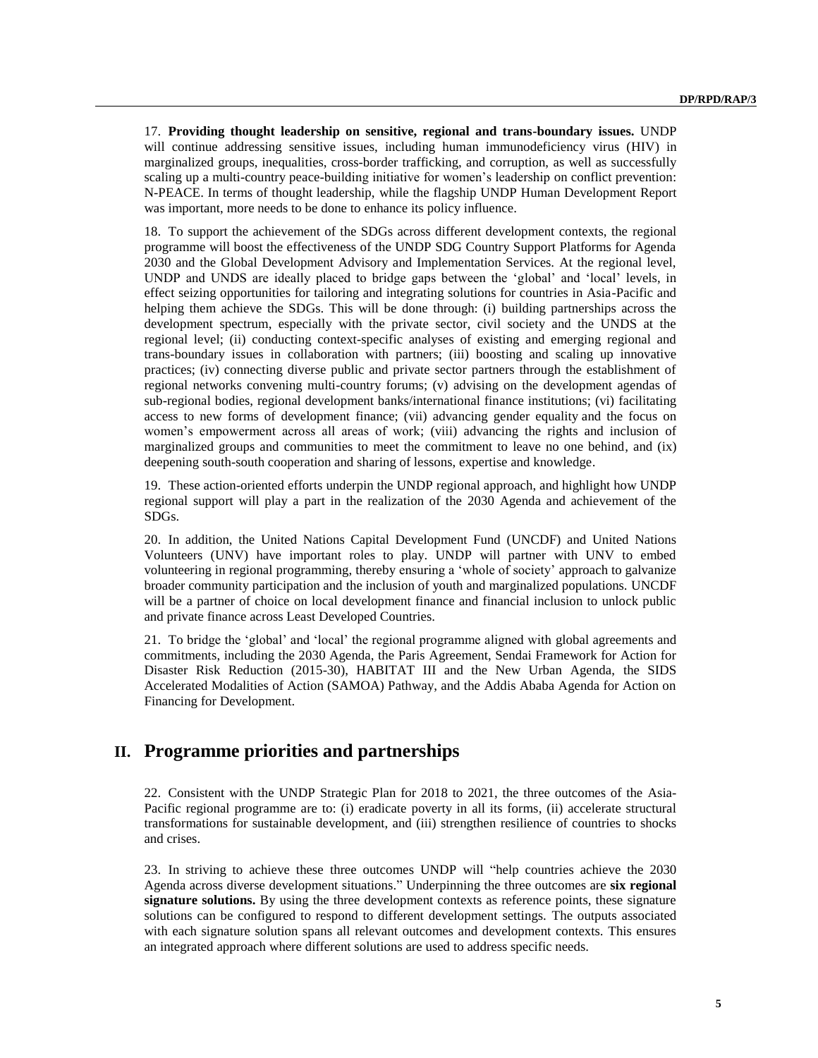17. **Providing thought leadership on sensitive, regional and trans-boundary issues.** UNDP will continue addressing sensitive issues, including human immunodeficiency virus (HIV) in marginalized groups, inequalities, cross-border trafficking, and corruption, as well as successfully scaling up a multi-country peace-building initiative for women's leadership on conflict prevention: N-PEACE. In terms of thought leadership, while the flagship UNDP Human Development Report was important, more needs to be done to enhance its policy influence.

18. To support the achievement of the SDGs across different development contexts, the regional programme will boost the effectiveness of the UNDP SDG Country Support Platforms for Agenda 2030 and the Global Development Advisory and Implementation Services. At the regional level, UNDP and UNDS are ideally placed to bridge gaps between the 'global' and 'local' levels, in effect seizing opportunities for tailoring and integrating solutions for countries in Asia-Pacific and helping them achieve the SDGs. This will be done through: (i) building partnerships across the development spectrum, especially with the private sector, civil society and the UNDS at the regional level; (ii) conducting context-specific analyses of existing and emerging regional and trans-boundary issues in collaboration with partners; (iii) boosting and scaling up innovative practices; (iv) connecting diverse public and private sector partners through the establishment of regional networks convening multi-country forums; (v) advising on the development agendas of sub-regional bodies, regional development banks/international finance institutions; (vi) facilitating access to new forms of development finance; (vii) advancing gender equality and the focus on women's empowerment across all areas of work; (viii) advancing the rights and inclusion of marginalized groups and communities to meet the commitment to leave no one behind, and (ix) deepening south-south cooperation and sharing of lessons, expertise and knowledge.

19. These action-oriented efforts underpin the UNDP regional approach, and highlight how UNDP regional support will play a part in the realization of the 2030 Agenda and achievement of the SDGs.

20. In addition, the United Nations Capital Development Fund (UNCDF) and United Nations Volunteers (UNV) have important roles to play. UNDP will partner with UNV to embed volunteering in regional programming, thereby ensuring a 'whole of society' approach to galvanize broader community participation and the inclusion of youth and marginalized populations. UNCDF will be a partner of choice on local development finance and financial inclusion to unlock public and private finance across Least Developed Countries.

21. To bridge the 'global' and 'local' the regional programme aligned with global agreements and commitments, including the 2030 Agenda, the Paris Agreement, Sendai Framework for Action for Disaster Risk Reduction (2015-30), HABITAT III and the New Urban Agenda, the SIDS Accelerated Modalities of Action (SAMOA) Pathway, and the Addis Ababa Agenda for Action on Financing for Development.

# II. Programme priorities and partnerships

22. Consistent with the UNDP Strategic Plan for 2018 to 2021, the three outcomes of the Asia-Pacific regional programme are to: (i) eradicate poverty in all its forms, (ii) accelerate structural transformations for sustainable development, and (iii) strengthen resilience of countries to shocks and crises.

23. In striving to achieve these three outcomes UNDP will "help countries achieve the 2030 Agenda across diverse development situations." Underpinning the three outcomes are **six regional signature solutions.** By using the three development contexts as reference points, these signature solutions can be configured to respond to different development settings. The outputs associated with each signature solution spans all relevant outcomes and development contexts. This ensures an integrated approach where different solutions are used to address specific needs.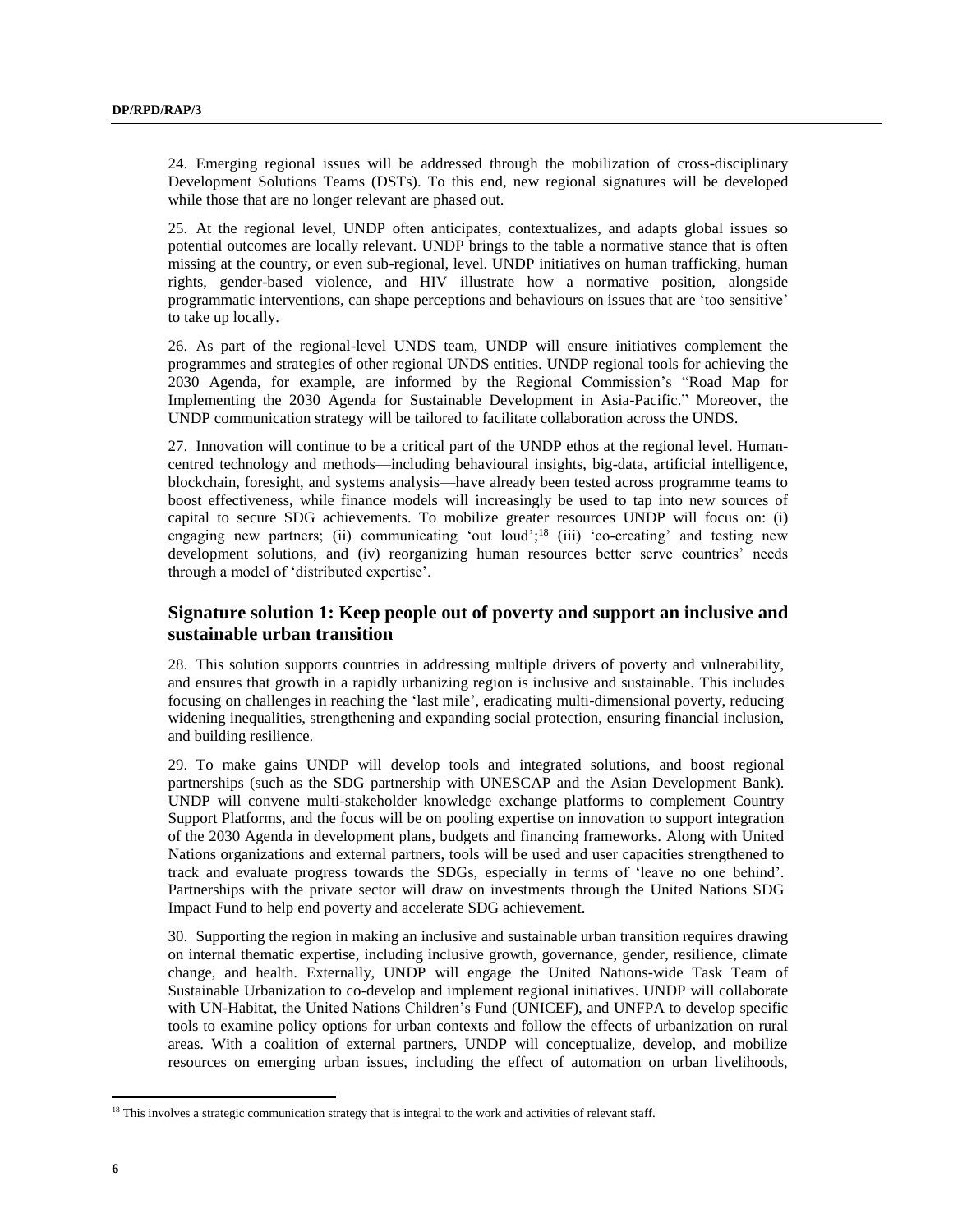24. Emerging regional issues will be addressed through the mobilization of cross-disciplinary Development Solutions Teams (DSTs). To this end, new regional signatures will be developed while those that are no longer relevant are phased out.

25. At the regional level, UNDP often anticipates, contextualizes, and adapts global issues so potential outcomes are locally relevant. UNDP brings to the table a normative stance that is often missing at the country, or even sub-regional, level. UNDP initiatives on human trafficking, human rights, gender-based violence, and HIV illustrate how a normative position, alongside programmatic interventions, can shape perceptions and behaviours on issues that are 'too sensitive' to take up locally.

26. As part of the regional-level UNDS team, UNDP will ensure initiatives complement the programmes and strategies of other regional UNDS entities. UNDP regional tools for achieving the 2030 Agenda, for example, are informed by the Regional Commission's "Road Map for Implementing the 2030 Agenda for Sustainable Development in Asia-Pacific." Moreover, the UNDP communication strategy will be tailored to facilitate collaboration across the UNDS.

27. Innovation will continue to be a critical part of the UNDP ethos at the regional level. Human-centred technology and methods—including behavioural insights, big-data, artificial intelligence, blockchain, foresight, and systems analysis—have already been tested across programme teams to boost effectiveness, while finance models will increasingly be used to tap into new sources of capital to secure SDG achievements. To mobilize greater resources UNDP will focus on: (i) engaging new partners; (ii) communicating 'out loud';[18] (iii) 'co-creating' and testing new development solutions, and (iv) reorganizing human resources better serve countries' needs through a model of 'distributed expertise'.

## Signature solution 1: Keep people out of poverty and support an inclusive and sustainable urban transition

28. This solution supports countries in addressing multiple drivers of poverty and vulnerability, and ensures that growth in a rapidly urbanizing region is inclusive and sustainable. This includes focusing on challenges in reaching the 'last mile', eradicating multi-dimensional poverty, reducing widening inequalities, strengthening and expanding social protection, ensuring financial inclusion, and building resilience.

29. To make gains UNDP will develop tools and integrated solutions, and boost regional partnerships (such as the SDG partnership with UNESCAP and the Asian Development Bank). UNDP will convene multi-stakeholder knowledge exchange platforms to complement Country Support Platforms, and the focus will be on pooling expertise on innovation to support integration of the 2030 Agenda in development plans, budgets and financing frameworks. Along with United Nations organizations and external partners, tools will be used and user capacities strengthened to track and evaluate progress towards the SDGs, especially in terms of 'leave no one behind'. Partnerships with the private sector will draw on investments through the United Nations SDG Impact Fund to help end poverty and accelerate SDG achievement.

30. Supporting the region in making an inclusive and sustainable urban transition requires drawing on internal thematic expertise, including inclusive growth, governance, gender, resilience, climate change, and health. Externally, UNDP will engage the United Nations-wide Task Team of Sustainable Urbanization to co-develop and implement regional initiatives. UNDP will collaborate with UN-Habitat, the United Nations Children's Fund (UNICEF), and UNFPA to develop specific tools to examine policy options for urban contexts and follow the effects of urbanization on rural areas. With a coalition of external partners, UNDP will conceptualize, develop, and mobilize resources on emerging urban issues, including the effect of automation on urban livelihoods,

[18] This involves a strategic communication strategy that is integral to the work and activities of relevant staff.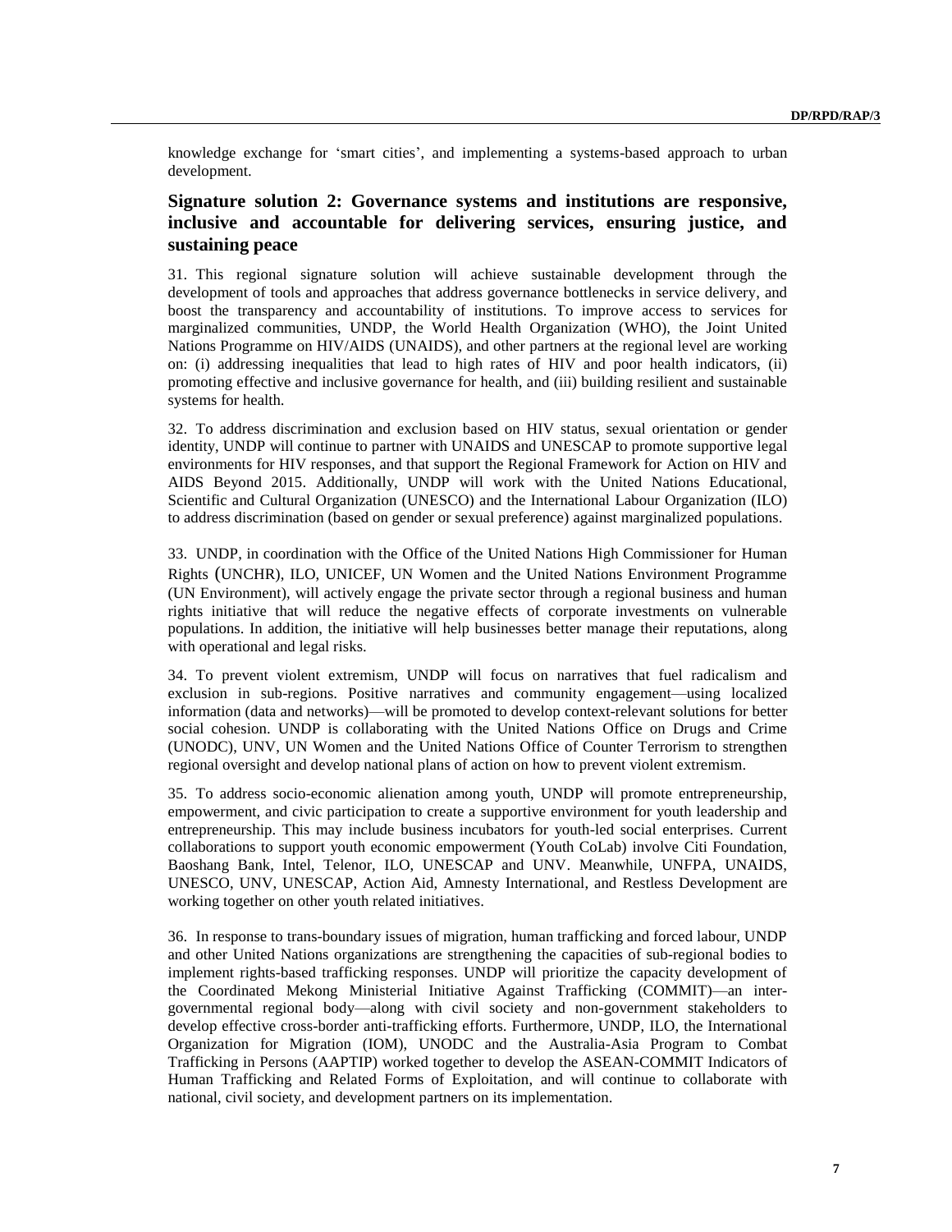knowledge exchange for 'smart cities', and implementing a systems-based approach to urban development.

## Signature solution 2: Governance systems and institutions are responsive, inclusive and accountable for delivering services, ensuring justice, and sustaining peace

31. This regional signature solution will achieve sustainable development through the development of tools and approaches that address governance bottlenecks in service delivery, and boost the transparency and accountability of institutions. To improve access to services for marginalized communities, UNDP, the World Health Organization (WHO), the Joint United Nations Programme on HIV/AIDS (UNAIDS), and other partners at the regional level are working on: (i) addressing inequalities that lead to high rates of HIV and poor health indicators, (ii) promoting effective and inclusive governance for health, and (iii) building resilient and sustainable systems for health.

32. To address discrimination and exclusion based on HIV status, sexual orientation or gender identity, UNDP will continue to partner with UNAIDS and UNESCAP to promote supportive legal environments for HIV responses, and that support the Regional Framework for Action on HIV and AIDS Beyond 2015. Additionally, UNDP will work with the United Nations Educational, Scientific and Cultural Organization (UNESCO) and the International Labour Organization (ILO) to address discrimination (based on gender or sexual preference) against marginalized populations.

33. UNDP, in coordination with the Office of the United Nations High Commissioner for Human Rights (UNCHR), ILO, UNICEF, UN Women and the United Nations Environment Programme (UN Environment), will actively engage the private sector through a regional business and human rights initiative that will reduce the negative effects of corporate investments on vulnerable populations. In addition, the initiative will help businesses better manage their reputations, along with operational and legal risks.

34. To prevent violent extremism, UNDP will focus on narratives that fuel radicalism and exclusion in sub-regions. Positive narratives and community engagement—using localized information (data and networks)—will be promoted to develop context-relevant solutions for better social cohesion. UNDP is collaborating with the United Nations Office on Drugs and Crime (UNODC), UNV, UN Women and the United Nations Office of Counter Terrorism to strengthen regional oversight and develop national plans of action on how to prevent violent extremism.

35. To address socio-economic alienation among youth, UNDP will promote entrepreneurship, empowerment, and civic participation to create a supportive environment for youth leadership and entrepreneurship. This may include business incubators for youth-led social enterprises. Current collaborations to support youth economic empowerment (Youth CoLab) involve Citi Foundation, Baoshang Bank, Intel, Telenor, ILO, UNESCAP and UNV. Meanwhile, UNFPA, UNAIDS, UNESCO, UNV, UNESCAP, Action Aid, Amnesty International, and Restless Development are working together on other youth related initiatives.

36. In response to trans-boundary issues of migration, human trafficking and forced labour, UNDP and other United Nations organizations are strengthening the capacities of sub-regional bodies to implement rights-based trafficking responses. UNDP will prioritize the capacity development of the Coordinated Mekong Ministerial Initiative Against Trafficking (COMMIT)—an inter-governmental regional body—along with civil society and non-government stakeholders to develop effective cross-border anti-trafficking efforts. Furthermore, UNDP, ILO, the International Organization for Migration (IOM), UNODC and the Australia-Asia Program to Combat Trafficking in Persons (AAPTIP) worked together to develop the ASEAN-COMMIT Indicators of Human Trafficking and Related Forms of Exploitation, and will continue to collaborate with national, civil society, and development partners on its implementation.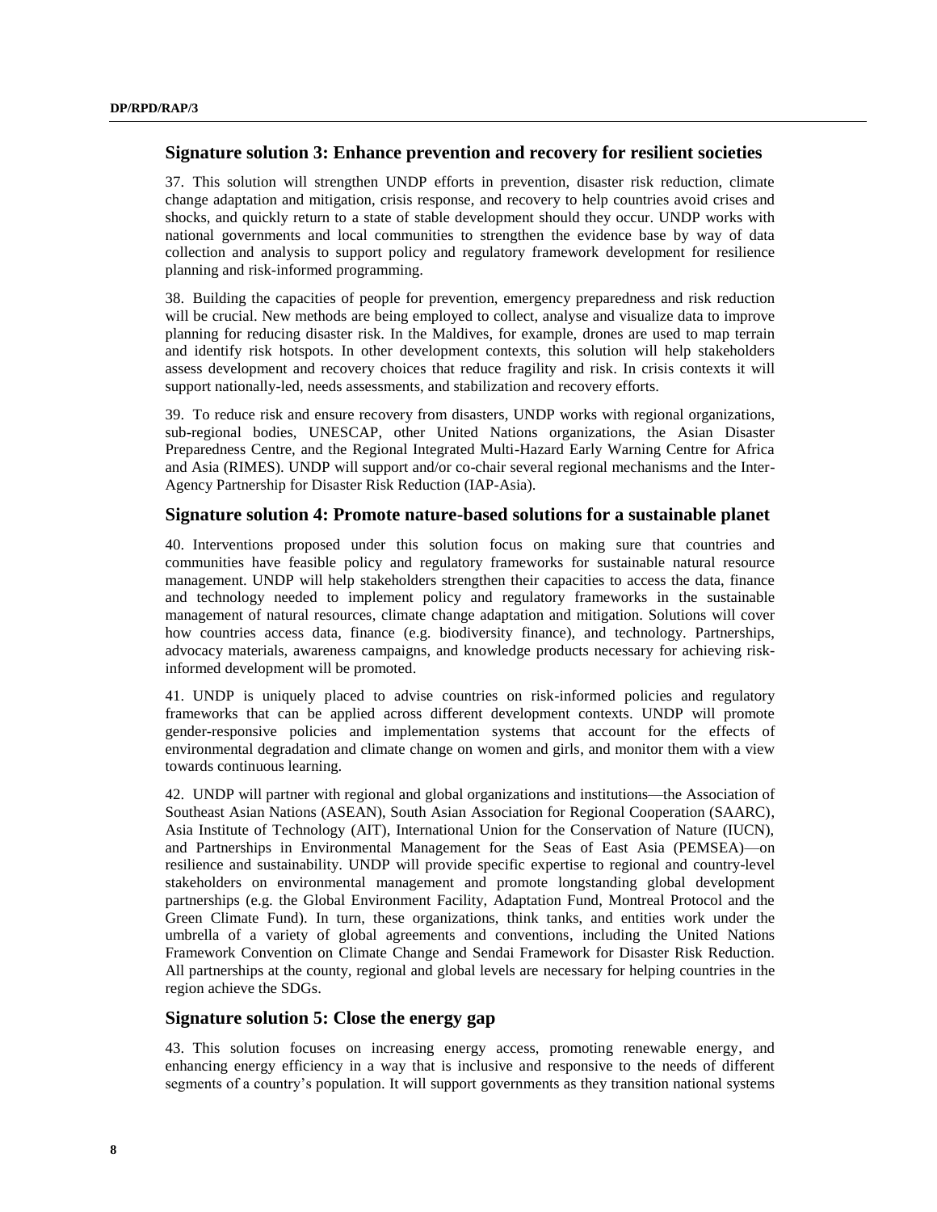## Signature solution 3: Enhance prevention and recovery for resilient societies

37. This solution will strengthen UNDP efforts in prevention, disaster risk reduction, climate change adaptation and mitigation, crisis response, and recovery to help countries avoid crises and shocks, and quickly return to a state of stable development should they occur. UNDP works with national governments and local communities to strengthen the evidence base by way of data collection and analysis to support policy and regulatory framework development for resilience planning and risk-informed programming.

38. Building the capacities of people for prevention, emergency preparedness and risk reduction will be crucial. New methods are being employed to collect, analyse and visualize data to improve planning for reducing disaster risk. In the Maldives, for example, drones are used to map terrain and identify risk hotspots. In other development contexts, this solution will help stakeholders assess development and recovery choices that reduce fragility and risk. In crisis contexts it will support nationally-led, needs assessments, and stabilization and recovery efforts.

39. To reduce risk and ensure recovery from disasters, UNDP works with regional organizations, sub-regional bodies, UNESCAP, other United Nations organizations, the Asian Disaster Preparedness Centre, and the Regional Integrated Multi-Hazard Early Warning Centre for Africa and Asia (RIMES). UNDP will support and/or co-chair several regional mechanisms and the Inter-Agency Partnership for Disaster Risk Reduction (IAP-Asia).

## Signature solution 4: Promote nature-based solutions for a sustainable planet

40. Interventions proposed under this solution focus on making sure that countries and communities have feasible policy and regulatory frameworks for sustainable natural resource management. UNDP will help stakeholders strengthen their capacities to access the data, finance and technology needed to implement policy and regulatory frameworks in the sustainable management of natural resources, climate change adaptation and mitigation. Solutions will cover how countries access data, finance (e.g. biodiversity finance), and technology. Partnerships, advocacy materials, awareness campaigns, and knowledge products necessary for achieving risk-informed development will be promoted.

41. UNDP is uniquely placed to advise countries on risk-informed policies and regulatory frameworks that can be applied across different development contexts. UNDP will promote gender-responsive policies and implementation systems that account for the effects of environmental degradation and climate change on women and girls, and monitor them with a view towards continuous learning.

42. UNDP will partner with regional and global organizations and institutions—the Association of Southeast Asian Nations (ASEAN), South Asian Association for Regional Cooperation (SAARC), Asia Institute of Technology (AIT), International Union for the Conservation of Nature (IUCN), and Partnerships in Environmental Management for the Seas of East Asia (PEMSEA)—on resilience and sustainability. UNDP will provide specific expertise to regional and country-level stakeholders on environmental management and promote longstanding global development partnerships (e.g. the Global Environment Facility, Adaptation Fund, Montreal Protocol and the Green Climate Fund). In turn, these organizations, think tanks, and entities work under the umbrella of a variety of global agreements and conventions, including the United Nations Framework Convention on Climate Change and Sendai Framework for Disaster Risk Reduction. All partnerships at the county, regional and global levels are necessary for helping countries in the region achieve the SDGs.

## Signature solution 5: Close the energy gap

43. This solution focuses on increasing energy access, promoting renewable energy, and enhancing energy efficiency in a way that is inclusive and responsive to the needs of different segments of a country's population. It will support governments as they transition national systems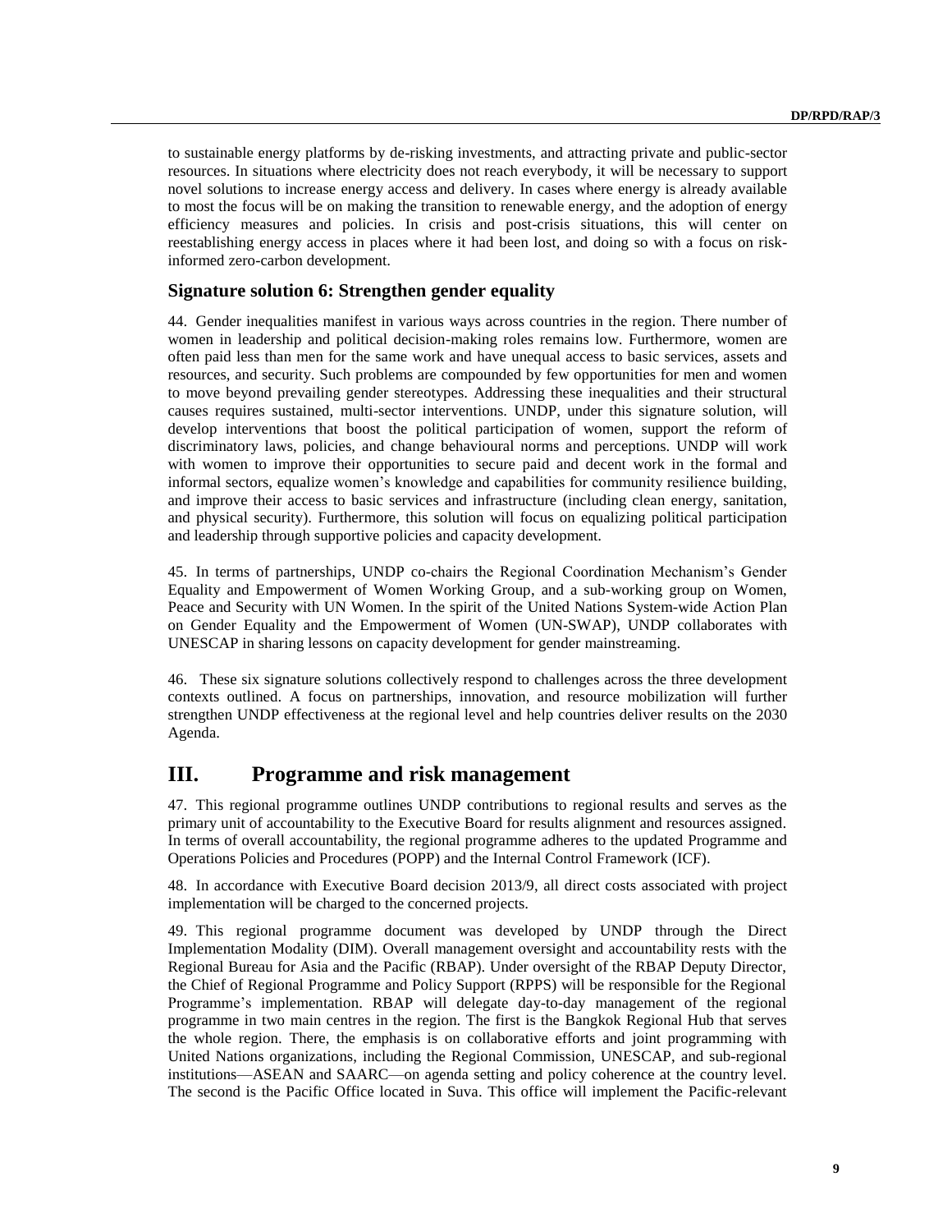to sustainable energy platforms by de-risking investments, and attracting private and public-sector resources. In situations where electricity does not reach everybody, it will be necessary to support novel solutions to increase energy access and delivery. In cases where energy is already available to most the focus will be on making the transition to renewable energy, and the adoption of energy efficiency measures and policies. In crisis and post-crisis situations, this will center on reestablishing energy access in places where it had been lost, and doing so with a focus on risk-informed zero-carbon development.

### Signature solution 6: Strengthen gender equality

44. Gender inequalities manifest in various ways across countries in the region. There number of women in leadership and political decision-making roles remains low. Furthermore, women are often paid less than men for the same work and have unequal access to basic services, assets and resources, and security. Such problems are compounded by few opportunities for men and women to move beyond prevailing gender stereotypes. Addressing these inequalities and their structural causes requires sustained, multi-sector interventions. UNDP, under this signature solution, will develop interventions that boost the political participation of women, support the reform of discriminatory laws, policies, and change behavioural norms and perceptions. UNDP will work with women to improve their opportunities to secure paid and decent work in the formal and informal sectors, equalize women's knowledge and capabilities for community resilience building, and improve their access to basic services and infrastructure (including clean energy, sanitation, and physical security). Furthermore, this solution will focus on equalizing political participation and leadership through supportive policies and capacity development.

45. In terms of partnerships, UNDP co-chairs the Regional Coordination Mechanism's Gender Equality and Empowerment of Women Working Group, and a sub-working group on Women, Peace and Security with UN Women. In the spirit of the United Nations System-wide Action Plan on Gender Equality and the Empowerment of Women (UN-SWAP), UNDP collaborates with UNESCAP in sharing lessons on capacity development for gender mainstreaming.

46. These six signature solutions collectively respond to challenges across the three development contexts outlined. A focus on partnerships, innovation, and resource mobilization will further strengthen UNDP effectiveness at the regional level and help countries deliver results on the 2030 Agenda.

## III. Programme and risk management

47. This regional programme outlines UNDP contributions to regional results and serves as the primary unit of accountability to the Executive Board for results alignment and resources assigned. In terms of overall accountability, the regional programme adheres to the updated Programme and Operations Policies and Procedures (POPP) and the Internal Control Framework (ICF).

48. In accordance with Executive Board decision 2013/9, all direct costs associated with project implementation will be charged to the concerned projects.

49. This regional programme document was developed by UNDP through the Direct Implementation Modality (DIM). Overall management oversight and accountability rests with the Regional Bureau for Asia and the Pacific (RBAP). Under oversight of the RBAP Deputy Director, the Chief of Regional Programme and Policy Support (RPPS) will be responsible for the Regional Programme's implementation. RBAP will delegate day-to-day management of the regional programme in two main centres in the region. The first is the Bangkok Regional Hub that serves the whole region. There, the emphasis is on collaborative efforts and joint programming with United Nations organizations, including the Regional Commission, UNESCAP, and sub-regional institutions—ASEAN and SAARC—on agenda setting and policy coherence at the country level. The second is the Pacific Office located in Suva. This office will implement the Pacific-relevant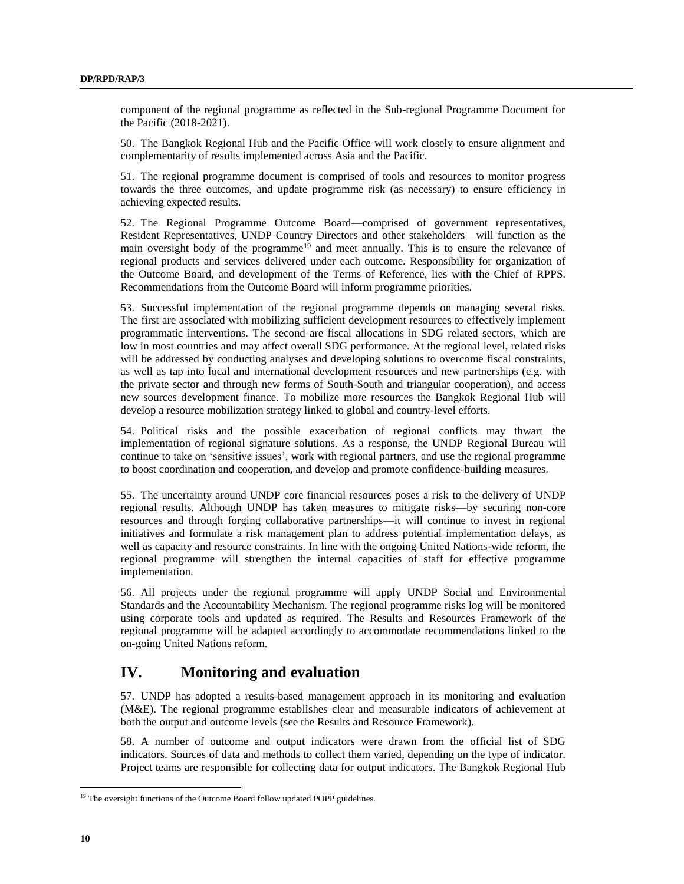component of the regional programme as reflected in the Sub-regional Programme Document for the Pacific (2018-2021).

50. The Bangkok Regional Hub and the Pacific Office will work closely to ensure alignment and complementarity of results implemented across Asia and the Pacific.

51. The regional programme document is comprised of tools and resources to monitor progress towards the three outcomes, and update programme risk (as necessary) to ensure efficiency in achieving expected results.

52. The Regional Programme Outcome Board—comprised of government representatives, Resident Representatives, UNDP Country Directors and other stakeholders—will function as the main oversight body of the programme[19] and meet annually. This is to ensure the relevance of regional products and services delivered under each outcome. Responsibility for organization of the Outcome Board, and development of the Terms of Reference, lies with the Chief of RPPS. Recommendations from the Outcome Board will inform programme priorities.

53. Successful implementation of the regional programme depends on managing several risks. The first are associated with mobilizing sufficient development resources to effectively implement programmatic interventions. The second are fiscal allocations in SDG related sectors, which are low in most countries and may affect overall SDG performance. At the regional level, related risks will be addressed by conducting analyses and developing solutions to overcome fiscal constraints, as well as tap into local and international development resources and new partnerships (e.g. with the private sector and through new forms of South-South and triangular cooperation), and access new sources development finance. To mobilize more resources the Bangkok Regional Hub will develop a resource mobilization strategy linked to global and country-level efforts.

54. Political risks and the possible exacerbation of regional conflicts may thwart the implementation of regional signature solutions. As a response, the UNDP Regional Bureau will continue to take on 'sensitive issues', work with regional partners, and use the regional programme to boost coordination and cooperation, and develop and promote confidence-building measures.

55. The uncertainty around UNDP core financial resources poses a risk to the delivery of UNDP regional results. Although UNDP has taken measures to mitigate risks—by securing non-core resources and through forging collaborative partnerships—it will continue to invest in regional initiatives and formulate a risk management plan to address potential implementation delays, as well as capacity and resource constraints. In line with the ongoing United Nations-wide reform, the regional programme will strengthen the internal capacities of staff for effective programme implementation.

56. All projects under the regional programme will apply UNDP Social and Environmental Standards and the Accountability Mechanism. The regional programme risks log will be monitored using corporate tools and updated as required. The Results and Resources Framework of the regional programme will be adapted accordingly to accommodate recommendations linked to the on-going United Nations reform.

# IV. Monitoring and evaluation

57. UNDP has adopted a results-based management approach in its monitoring and evaluation (M&E). The regional programme establishes clear and measurable indicators of achievement at both the output and outcome levels (see the Results and Resource Framework).

58. A number of outcome and output indicators were drawn from the official list of SDG indicators. Sources of data and methods to collect them varied, depending on the type of indicator. Project teams are responsible for collecting data for output indicators. The Bangkok Regional Hub

[19] The oversight functions of the Outcome Board follow updated POPP guidelines.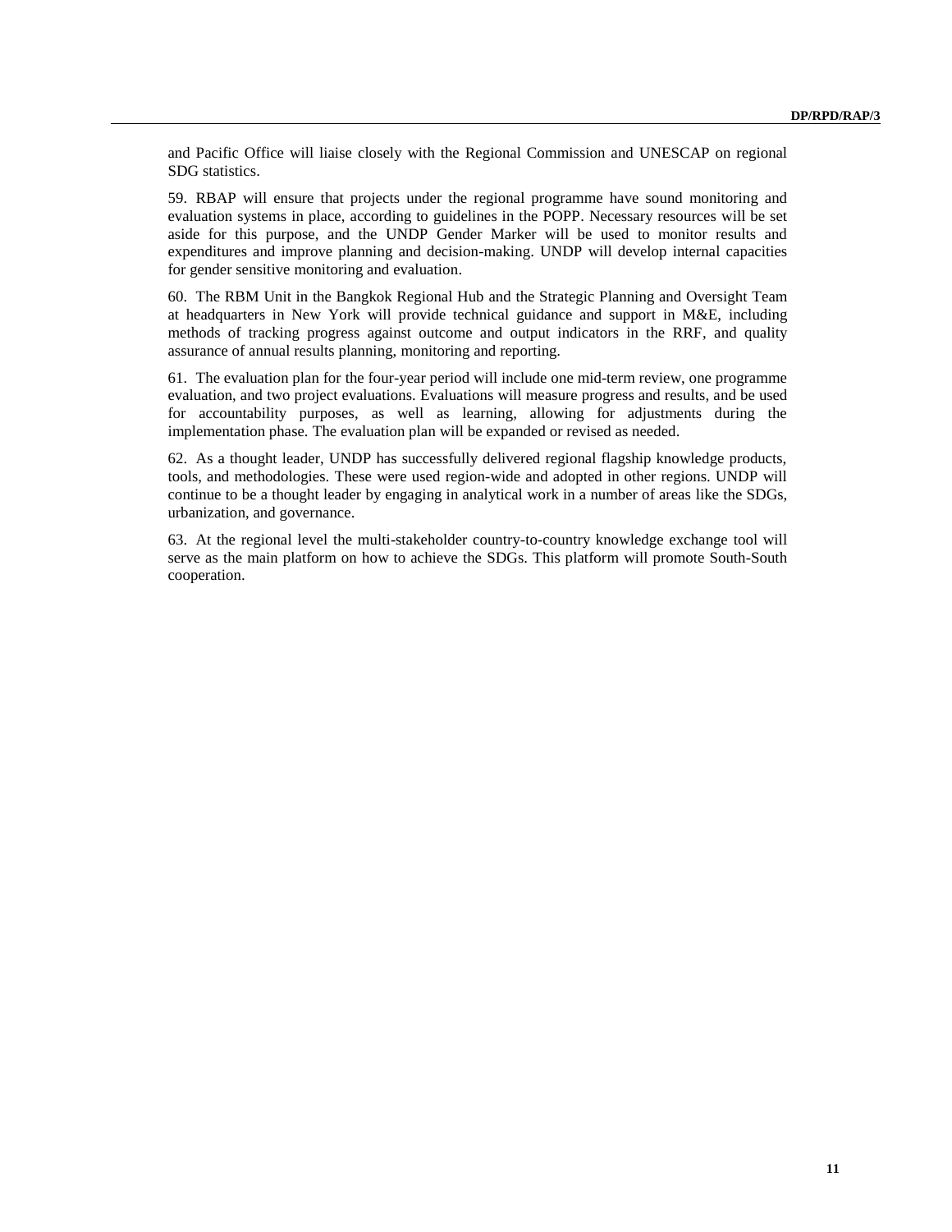and Pacific Office will liaise closely with the Regional Commission and UNESCAP on regional SDG statistics.

59. RBAP will ensure that projects under the regional programme have sound monitoring and evaluation systems in place, according to guidelines in the POPP. Necessary resources will be set aside for this purpose, and the UNDP Gender Marker will be used to monitor results and expenditures and improve planning and decision-making. UNDP will develop internal capacities for gender sensitive monitoring and evaluation.

60. The RBM Unit in the Bangkok Regional Hub and the Strategic Planning and Oversight Team at headquarters in New York will provide technical guidance and support in M&E, including methods of tracking progress against outcome and output indicators in the RRF, and quality assurance of annual results planning, monitoring and reporting.

61. The evaluation plan for the four-year period will include one mid-term review, one programme evaluation, and two project evaluations. Evaluations will measure progress and results, and be used for accountability purposes, as well as learning, allowing for adjustments during the implementation phase. The evaluation plan will be expanded or revised as needed.

62. As a thought leader, UNDP has successfully delivered regional flagship knowledge products, tools, and methodologies. These were used region-wide and adopted in other regions. UNDP will continue to be a thought leader by engaging in analytical work in a number of areas like the SDGs, urbanization, and governance.

63. At the regional level the multi-stakeholder country-to-country knowledge exchange tool will serve as the main platform on how to achieve the SDGs. This platform will promote South-South cooperation.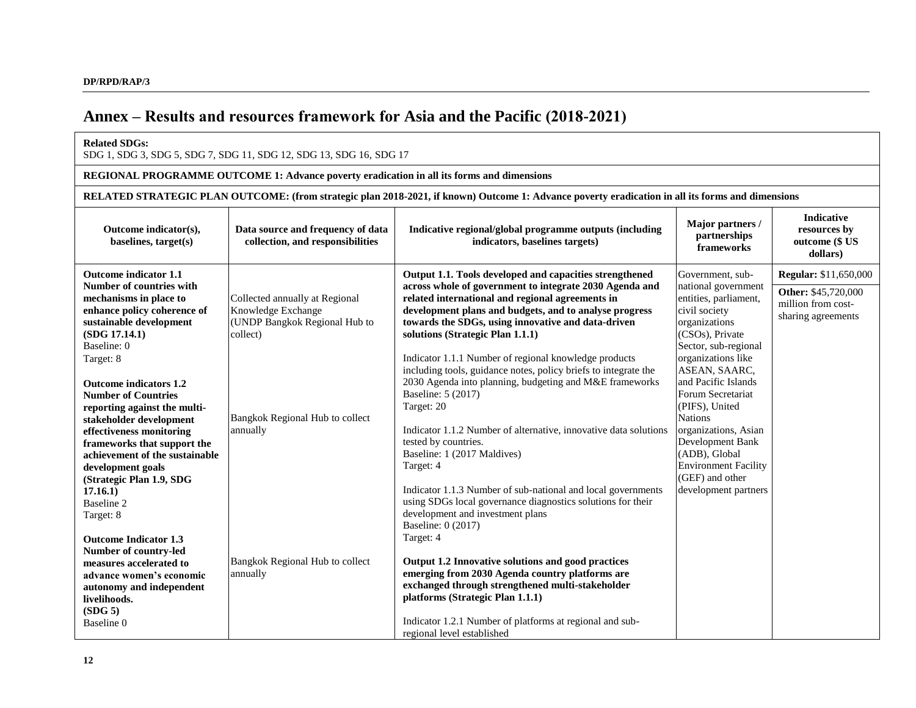## Annex – Results and resources framework for Asia and the Pacific (2018-2021)

**Related SDGs:**
SDG 1, SDG 3, SDG 5, SDG 7, SDG 11, SDG 12, SDG 13, SDG 16, SDG 17

**REGIONAL PROGRAMME OUTCOME 1: Advance poverty eradication in all its forms and dimensions**

**RELATED STRATEGIC PLAN OUTCOME: (from strategic plan 2018-2021, if known) Outcome 1: Advance poverty eradication in all its forms and dimensions**

| Outcome indicator(s), baselines, target(s) | Data source and frequency of data collection, and responsibilities | Indicative regional/global programme outputs (including indicators, baselines targets) | Major partners / partnerships frameworks | Indicative resources by outcome ($ US dollars) |
|---|---|---|---|---|
| **Outcome indicator 1.1 Number of countries with mechanisms in place to enhance policy coherence of sustainable development (SDG 17.14.1)**<br>Baseline: 0<br>Target: 8<br><br>**Outcome indicators 1.2 Number of Countries reporting against the multi-stakeholder development effectiveness monitoring frameworks that support the achievement of the sustainable development goals (Strategic Plan 1.9, SDG 17.16.1)**<br>Baseline 2<br>Target: 8<br><br>**Outcome Indicator 1.3 Number of country-led measures accelerated to advance women's economic autonomy and independent livelihoods. (SDG 5)**<br>Baseline 0 | Collected annually at Regional Knowledge Exchange (UNDP Bangkok Regional Hub to collect)<br><br>Bangkok Regional Hub to collect annually<br><br>Bangkok Regional Hub to collect annually | **Output 1.1. Tools developed and capacities strengthened across whole of government to integrate 2030 Agenda and related international and regional agreements in development plans and budgets, and to analyse progress towards the SDGs, using innovative and data-driven solutions (Strategic Plan 1.1.1)**<br><br>Indicator 1.1.1 Number of regional knowledge products including tools, guidance notes, policy briefs to integrate the 2030 Agenda into planning, budgeting and M&E frameworks<br>Baseline: 5 (2017)<br>Target: 20<br><br>Indicator 1.1.2 Number of alternative, innovative data solutions tested by countries.<br>Baseline: 1 (2017 Maldives)<br>Target: 4<br><br>Indicator 1.1.3 Number of sub-national and local governments using SDGs local governance diagnostics solutions for their development and investment plans<br>Baseline: 0 (2017)<br>Target: 4<br><br>**Output 1.2 Innovative solutions and good practices emerging from 2030 Agenda country platforms are exchanged through strengthened multi-stakeholder platforms (Strategic Plan 1.1.1)**<br><br>Indicator 1.2.1 Number of platforms at regional and sub-regional level established | Government, sub-national government entities, parliament, civil society organizations (CSOs), Private Sector, sub-regional organizations like ASEAN, SAARC, and Pacific Islands Forum Secretariat (PIFS), United Nations organizations, Asian Development Bank (ADB), Global Environment Facility (GEF) and other development partners | **Regular:** $11,650,000<br><br>**Other:** $45,720,000 million from cost-sharing agreements |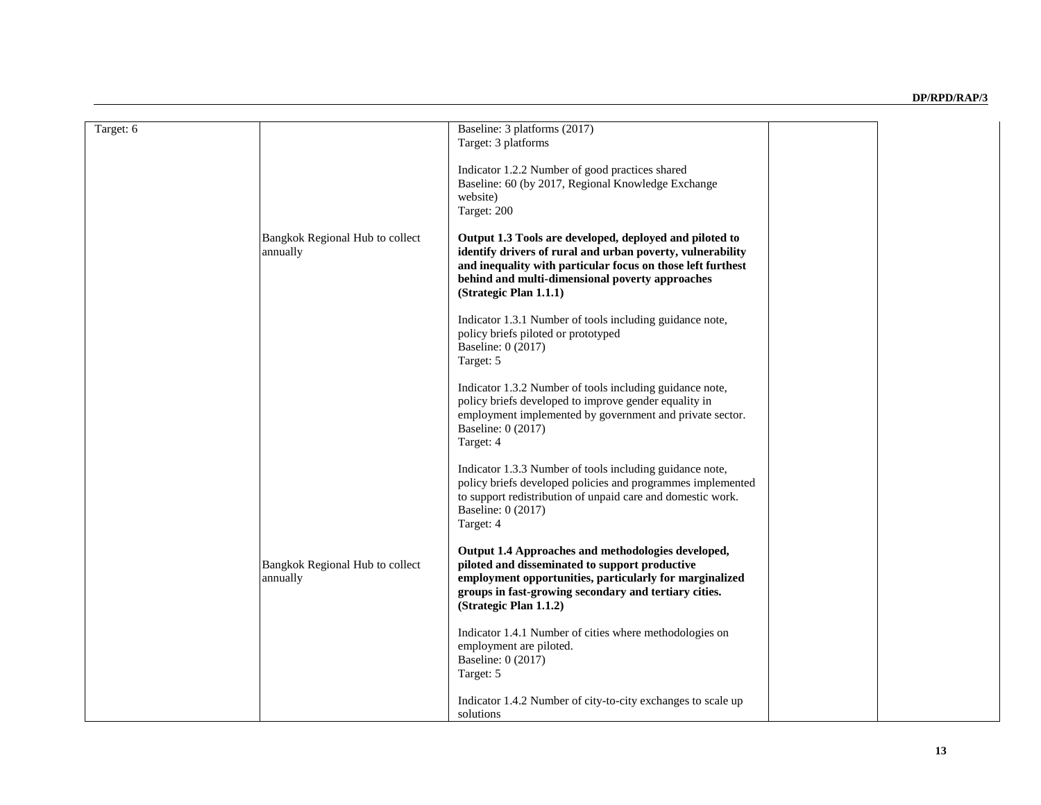| | | | | |
|---|---|---|---|---|
| Target: 6 | | Baseline: 3 platforms (2017)<br>Target: 3 platforms<br><br>Indicator 1.2.2 Number of good practices shared<br>Baseline: 60 (by 2017, Regional Knowledge Exchange website)<br>Target: 200 | | |
| | Bangkok Regional Hub to collect annually | **Output 1.3 Tools are developed, deployed and piloted to identify drivers of rural and urban poverty, vulnerability and inequality with particular focus on those left furthest behind and multi-dimensional poverty approaches (Strategic Plan 1.1.1)**<br><br>Indicator 1.3.1 Number of tools including guidance note, policy briefs piloted or prototyped<br>Baseline: 0 (2017)<br>Target: 5<br><br>Indicator 1.3.2 Number of tools including guidance note, policy briefs developed to improve gender equality in employment implemented by government and private sector.<br>Baseline: 0 (2017)<br>Target: 4<br><br>Indicator 1.3.3 Number of tools including guidance note, policy briefs developed policies and programmes implemented to support redistribution of unpaid care and domestic work.<br>Baseline: 0 (2017)<br>Target: 4 | | |
| | Bangkok Regional Hub to collect annually | **Output 1.4 Approaches and methodologies developed, piloted and disseminated to support productive employment opportunities, particularly for marginalized groups in fast-growing secondary and tertiary cities. (Strategic Plan 1.1.2)**<br><br>Indicator 1.4.1 Number of cities where methodologies on employment are piloted.<br>Baseline: 0 (2017)<br>Target: 5<br><br>Indicator 1.4.2 Number of city-to-city exchanges to scale up solutions | | |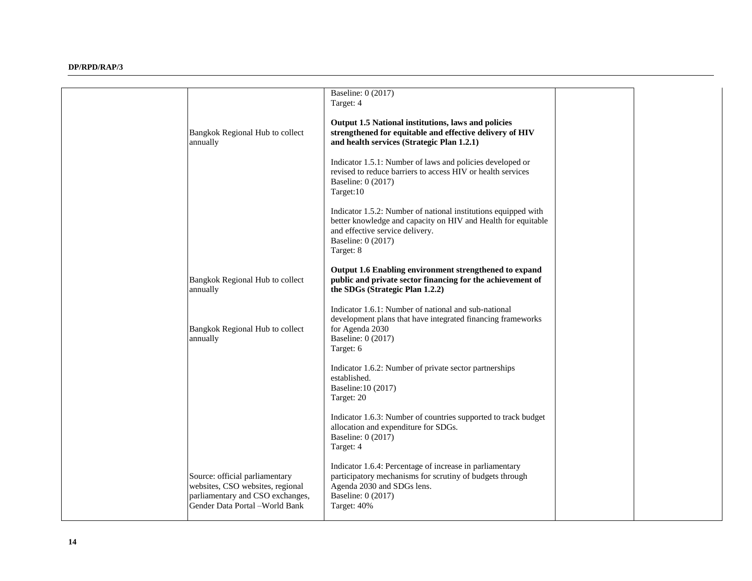| | | | | |
|---|---|---|---|---|
| | | Baseline: 0 (2017)<br>Target: 4 | | |
| | Bangkok Regional Hub to collect annually | **Output 1.5 National institutions, laws and policies strengthened for equitable and effective delivery of HIV and health services (Strategic Plan 1.2.1)** | | |
| | | Indicator 1.5.1: Number of laws and policies developed or revised to reduce barriers to access HIV or health services<br>Baseline: 0 (2017)<br>Target:10 | | |
| | | Indicator 1.5.2: Number of national institutions equipped with better knowledge and capacity on HIV and Health for equitable and effective service delivery.<br>Baseline: 0 (2017)<br>Target: 8 | | |
| | Bangkok Regional Hub to collect annually | **Output 1.6 Enabling environment strengthened to expand public and private sector financing for the achievement of the SDGs (Strategic Plan 1.2.2)** | | |
| | Bangkok Regional Hub to collect annually | Indicator 1.6.1: Number of national and sub-national development plans that have integrated financing frameworks for Agenda 2030<br>Baseline: 0 (2017)<br>Target: 6 | | |
| | | Indicator 1.6.2: Number of private sector partnerships established.<br>Baseline:10 (2017)<br>Target: 20 | | |
| | | Indicator 1.6.3: Number of countries supported to track budget allocation and expenditure for SDGs.<br>Baseline: 0 (2017)<br>Target: 4 | | |
| | Source: official parliamentary websites, CSO websites, regional parliamentary and CSO exchanges, Gender Data Portal –World Bank | Indicator 1.6.4: Percentage of increase in parliamentary participatory mechanisms for scrutiny of budgets through Agenda 2030 and SDGs lens.<br>Baseline: 0 (2017)<br>Target: 40% | | |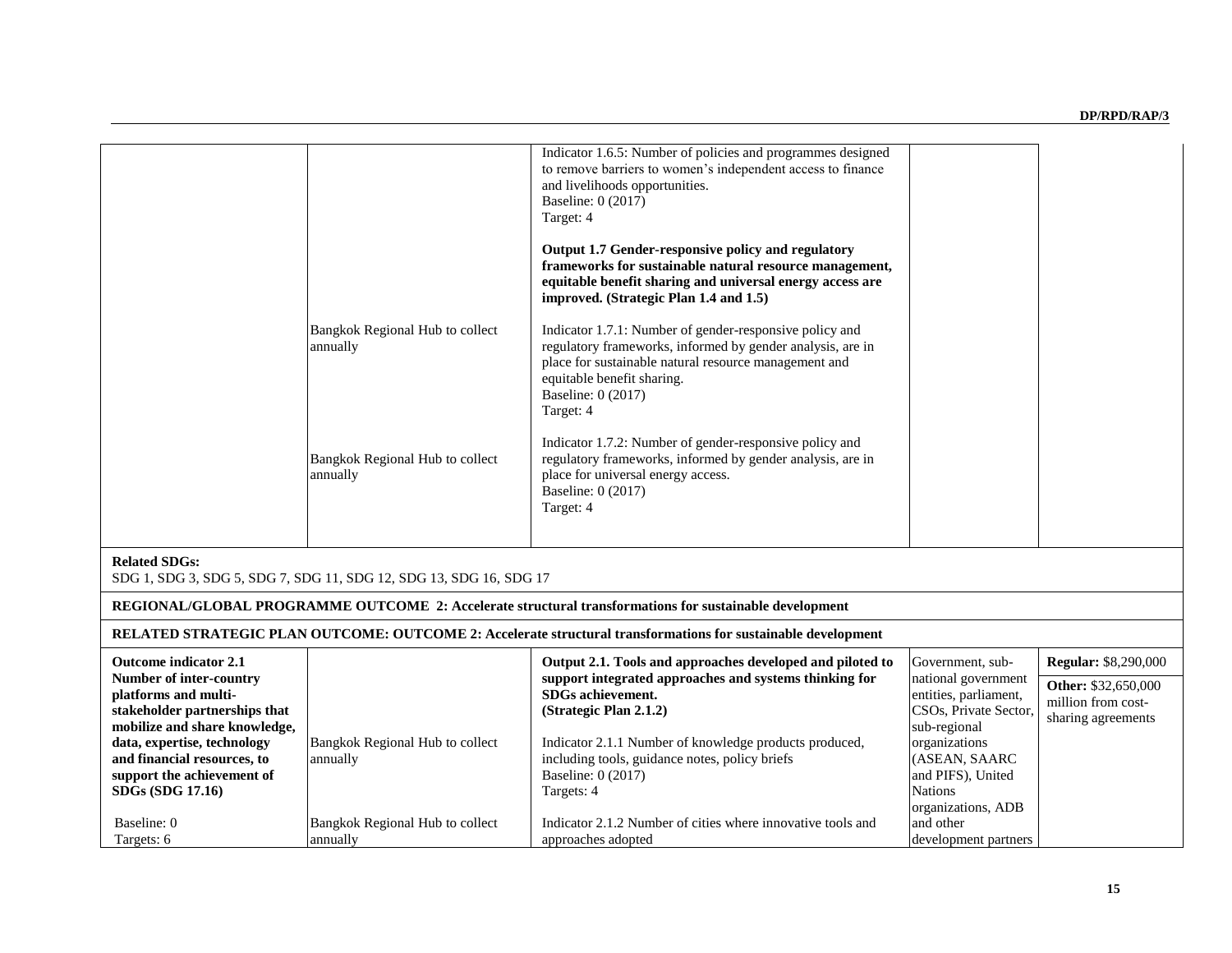| | | | | |
|---|---|---|---|---|
| | | Indicator 1.6.5: Number of policies and programmes designed to remove barriers to women's independent access to finance and livelihoods opportunities.<br>Baseline: 0 (2017)<br>Target: 4 | | |
| | | **Output 1.7 Gender-responsive policy and regulatory frameworks for sustainable natural resource management, equitable benefit sharing and universal energy access are improved. (Strategic Plan 1.4 and 1.5)** | | |
| | Bangkok Regional Hub to collect annually | Indicator 1.7.1: Number of gender-responsive policy and regulatory frameworks, informed by gender analysis, are in place for sustainable natural resource management and equitable benefit sharing.<br>Baseline: 0 (2017)<br>Target: 4 | | |
| | Bangkok Regional Hub to collect annually | Indicator 1.7.2: Number of gender-responsive policy and regulatory frameworks, informed by gender analysis, are in place for universal energy access.<br>Baseline: 0 (2017)<br>Target: 4 | | |
| **Related SDGs:**<br>SDG 1, SDG 3, SDG 5, SDG 7, SDG 11, SDG 12, SDG 13, SDG 16, SDG 17 | | | | |
| **REGIONAL/GLOBAL PROGRAMME OUTCOME 2: Accelerate structural transformations for sustainable development** | | | | |
| **RELATED STRATEGIC PLAN OUTCOME: OUTCOME 2: Accelerate structural transformations for sustainable development** | | | | |
| **Outcome indicator 2.1**<br>**Number of inter-country platforms and multi-stakeholder partnerships that mobilize and share knowledge, data, expertise, technology and financial resources, to support the achievement of SDGs (SDG 17.16)** | | **Output 2.1. Tools and approaches developed and piloted to support integrated approaches and systems thinking for SDGs achievement.**<br>**(Strategic Plan 2.1.2)** | Government, sub-national government entities, parliament, CSOs, Private Sector, sub-regional organizations (ASEAN, SAARC and PIFS), United Nations organizations, ADB and other development partners | **Regular:** $8,290,000<br>**Other:** $32,650,000 million from cost-sharing agreements |
| | Bangkok Regional Hub to collect annually | Indicator 2.1.1 Number of knowledge products produced, including tools, guidance notes, policy briefs<br>Baseline: 0 (2017)<br>Targets: 4 | | |
| Baseline: 0<br>Targets: 6 | Bangkok Regional Hub to collect annually | Indicator 2.1.2 Number of cities where innovative tools and approaches adopted | | |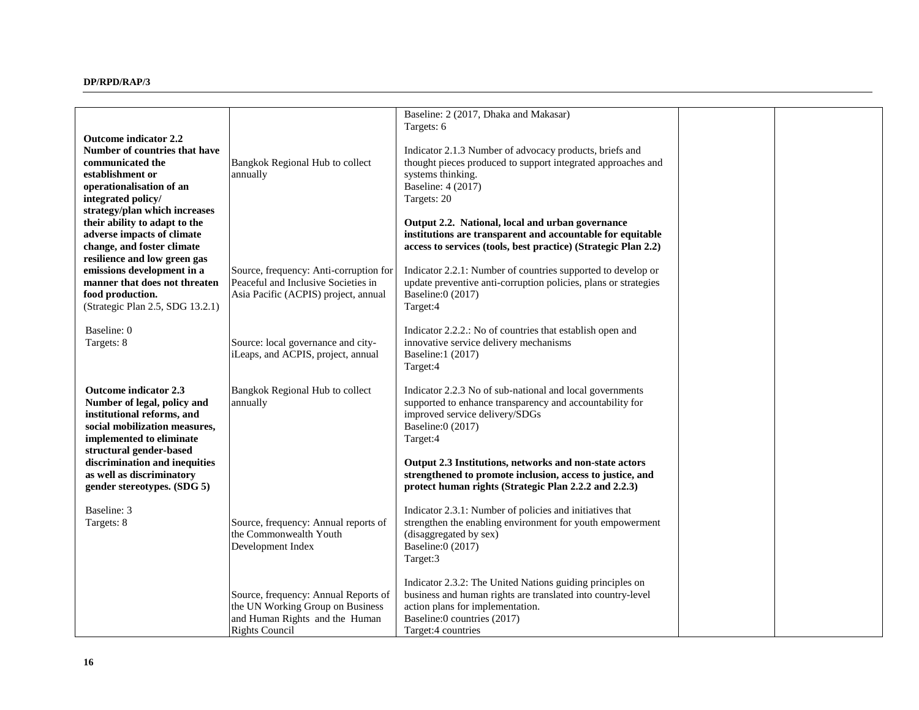| | | | | |
|---|---|---|---|---|
| **Outcome indicator 2.2 Number of countries that have communicated the establishment or operationalisation of an integrated policy/ strategy/plan which increases their ability to adapt to the adverse impacts of climate change, and foster climate resilience and low green gas emissions development in a manner that does not threaten food production.** (Strategic Plan 2.5, SDG 13.2.1)<br><br>Baseline: 0<br>Targets: 8 | Bangkok Regional Hub to collect annually<br><br>Source, frequency: Anti-corruption for Peaceful and Inclusive Societies in Asia Pacific (ACPIS) project, annual<br><br>Source: local governance and city-iLeaps, and ACPIS, project, annual | Baseline: 2 (2017, Dhaka and Makasar)<br>Targets: 6<br><br>Indicator 2.1.3 Number of advocacy products, briefs and thought pieces produced to support integrated approaches and systems thinking.<br>Baseline: 4 (2017)<br>Targets: 20<br><br>**Output 2.2. National, local and urban governance institutions are transparent and accountable for equitable access to services (tools, best practice) (Strategic Plan 2.2)**<br><br>Indicator 2.2.1: Number of countries supported to develop or update preventive anti-corruption policies, plans or strategies<br>Baseline:0 (2017)<br>Target:4<br><br>Indicator 2.2.2.: No of countries that establish open and innovative service delivery mechanisms<br>Baseline:1 (2017)<br>Target:4 | | |
| **Outcome indicator 2.3 Number of legal, policy and institutional reforms, and social mobilization measures, implemented to eliminate structural gender-based discrimination and inequities as well as discriminatory gender stereotypes. (SDG 5)**<br><br>Baseline: 3<br>Targets: 8 | Bangkok Regional Hub to collect annually<br><br>Source, frequency: Annual reports of the Commonwealth Youth Development Index<br><br>Source, frequency: Annual Reports of the UN Working Group on Business and Human Rights and the Human Rights Council | Indicator 2.2.3 No of sub-national and local governments supported to enhance transparency and accountability for improved service delivery/SDGs<br>Baseline:0 (2017)<br>Target:4<br><br>**Output 2.3 Institutions, networks and non-state actors strengthened to promote inclusion, access to justice, and protect human rights (Strategic Plan 2.2.2 and 2.2.3)**<br><br>Indicator 2.3.1: Number of policies and initiatives that strengthen the enabling environment for youth empowerment (disaggregated by sex)<br>Baseline:0 (2017)<br>Target:3<br><br>Indicator 2.3.2: The United Nations guiding principles on business and human rights are translated into country-level action plans for implementation.<br>Baseline:0 countries (2017)<br>Target:4 countries | | |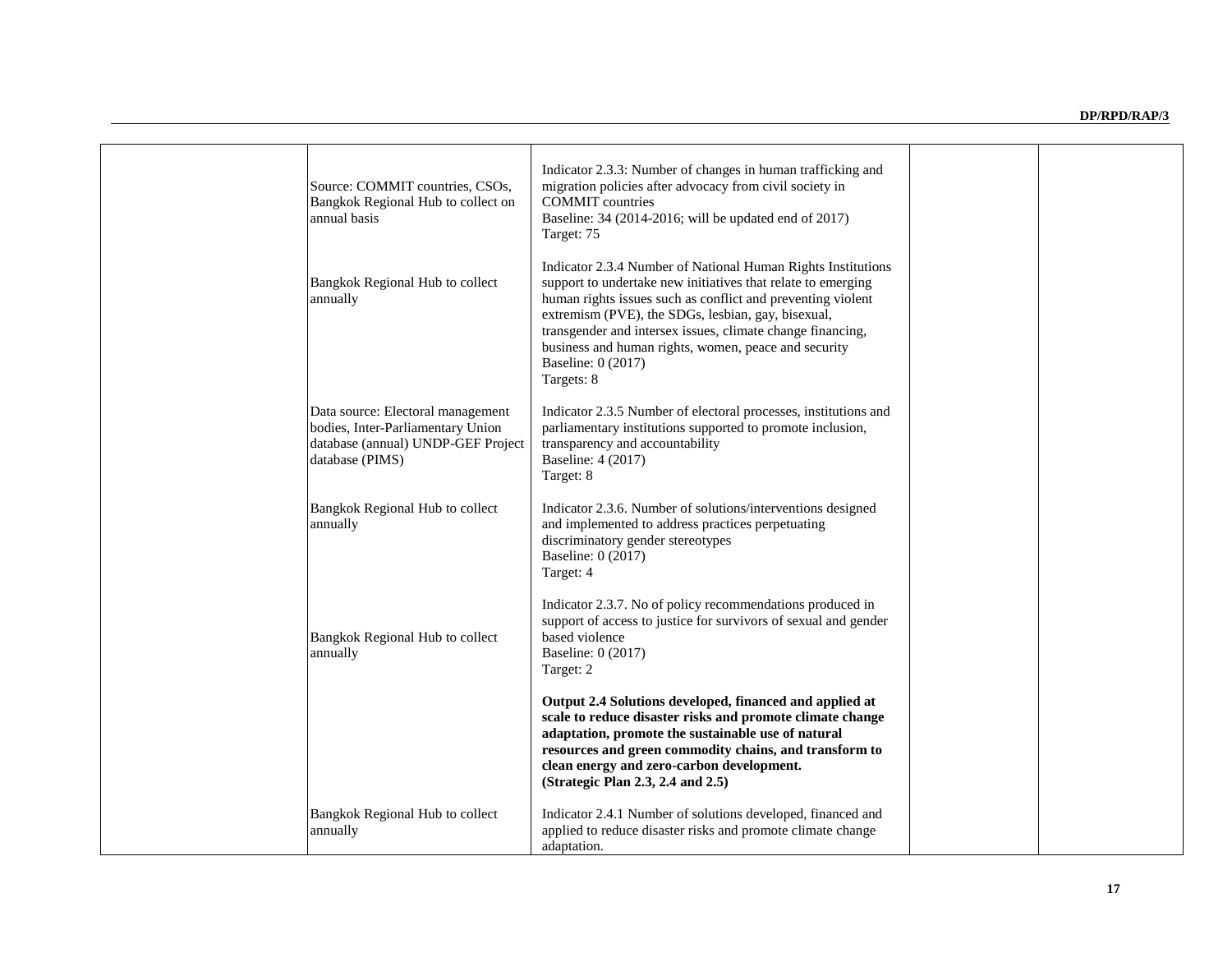| | | | | |
|---|---|---|---|---|
| | Source: COMMIT countries, CSOs, Bangkok Regional Hub to collect on annual basis | Indicator 2.3.3: Number of changes in human trafficking and migration policies after advocacy from civil society in COMMIT countries<br>Baseline: 34 (2014-2016; will be updated end of 2017)<br>Target: 75 | | |
| | Bangkok Regional Hub to collect annually | Indicator 2.3.4 Number of National Human Rights Institutions support to undertake new initiatives that relate to emerging human rights issues such as conflict and preventing violent extremism (PVE), the SDGs, lesbian, gay, bisexual, transgender and intersex issues, climate change financing, business and human rights, women, peace and security<br>Baseline: 0 (2017)<br>Targets: 8 | | |
| | Data source: Electoral management bodies, Inter-Parliamentary Union database (annual) UNDP-GEF Project database (PIMS) | Indicator 2.3.5 Number of electoral processes, institutions and parliamentary institutions supported to promote inclusion, transparency and accountability<br>Baseline: 4 (2017)<br>Target: 8 | | |
| | Bangkok Regional Hub to collect annually | Indicator 2.3.6. Number of solutions/interventions designed and implemented to address practices perpetuating discriminatory gender stereotypes<br>Baseline: 0 (2017)<br>Target: 4 | | |
| | Bangkok Regional Hub to collect annually | Indicator 2.3.7. No of policy recommendations produced in support of access to justice for survivors of sexual and gender based violence<br>Baseline: 0 (2017)<br>Target: 2 | | |
| | | **Output 2.4 Solutions developed, financed and applied at scale to reduce disaster risks and promote climate change adaptation, promote the sustainable use of natural resources and green commodity chains, and transform to clean energy and zero-carbon development.**<br>**(Strategic Plan 2.3, 2.4 and 2.5)** | | |
| | Bangkok Regional Hub to collect annually | Indicator 2.4.1 Number of solutions developed, financed and applied to reduce disaster risks and promote climate change adaptation. | | |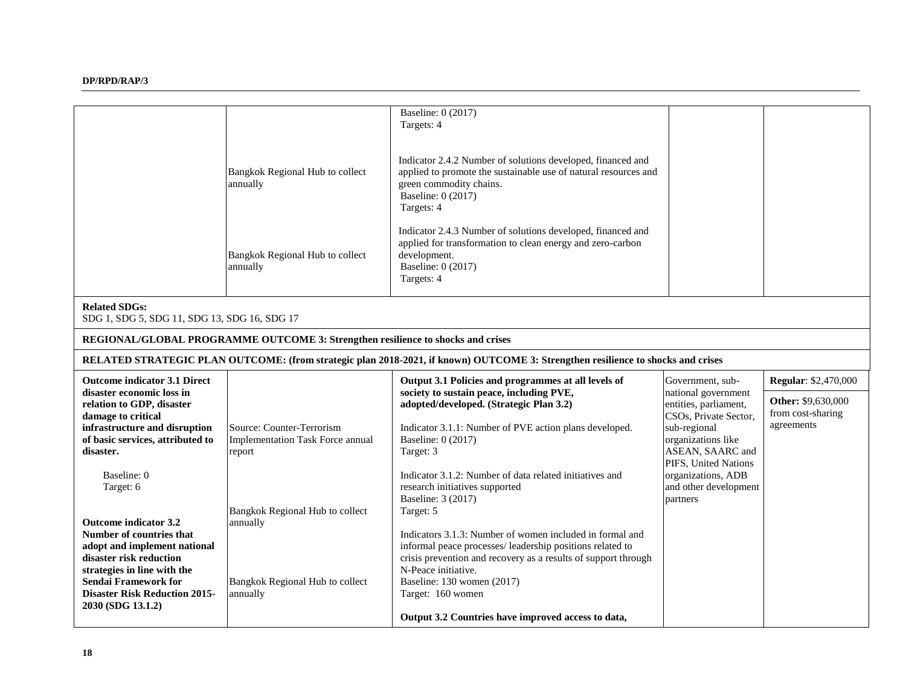| | | | | |
|---|---|---|---|---|
| | | Baseline: 0 (2017)<br>Targets: 4 | | |
| | Bangkok Regional Hub to collect annually | Indicator 2.4.2 Number of solutions developed, financed and applied to promote the sustainable use of natural resources and green commodity chains.<br>Baseline: 0 (2017)<br>Targets: 4 | | |
| | Bangkok Regional Hub to collect annually | Indicator 2.4.3 Number of solutions developed, financed and applied for transformation to clean energy and zero-carbon development.<br>Baseline: 0 (2017)<br>Targets: 4 | | |
| **Related SDGs:**<br>SDG 1, SDG 5, SDG 11, SDG 13, SDG 16, SDG 17 | | | | |
| **REGIONAL/GLOBAL PROGRAMME OUTCOME 3: Strengthen resilience to shocks and crises** | | | | |
| **RELATED STRATEGIC PLAN OUTCOME: (from strategic plan 2018-2021, if known) OUTCOME 3: Strengthen resilience to shocks and crises** | | | | |
| **Outcome indicator 3.1 Direct disaster economic loss in relation to GDP, disaster damage to critical infrastructure and disruption of basic services, attributed to disaster.**<br><br>Baseline: 0<br>Target: 6<br><br>**Outcome indicator 3.2 Number of countries that adopt and implement national disaster risk reduction strategies in line with the Sendai Framework for Disaster Risk Reduction 2015-2030 (SDG 13.1.2)** | Source: Counter-Terrorism Implementation Task Force annual report<br><br>Bangkok Regional Hub to collect annually<br><br>Bangkok Regional Hub to collect annually | **Output 3.1 Policies and programmes at all levels of society to sustain peace, including PVE, adopted/developed. (Strategic Plan 3.2)**<br><br>Indicator 3.1.1: Number of PVE action plans developed.<br>Baseline: 0 (2017)<br>Target: 3<br><br>Indicator 3.1.2: Number of data related initiatives and research initiatives supported<br>Baseline: 3 (2017)<br>Target: 5<br><br>Indicators 3.1.3: Number of women included in formal and informal peace processes/ leadership positions related to crisis prevention and recovery as a results of support through N-Peace initiative.<br>Baseline: 130 women (2017)<br>Target: 160 women<br><br>**Output 3.2 Countries have improved access to data,** | Government, sub-national government entities, parliament, CSOs, Private Sector, sub-regional organizations like ASEAN, SAARC and PIFS, United Nations organizations, ADB and other development partners | **Regular**: $2,470,000<br><br>**Other:** $9,630,000 from cost-sharing agreements |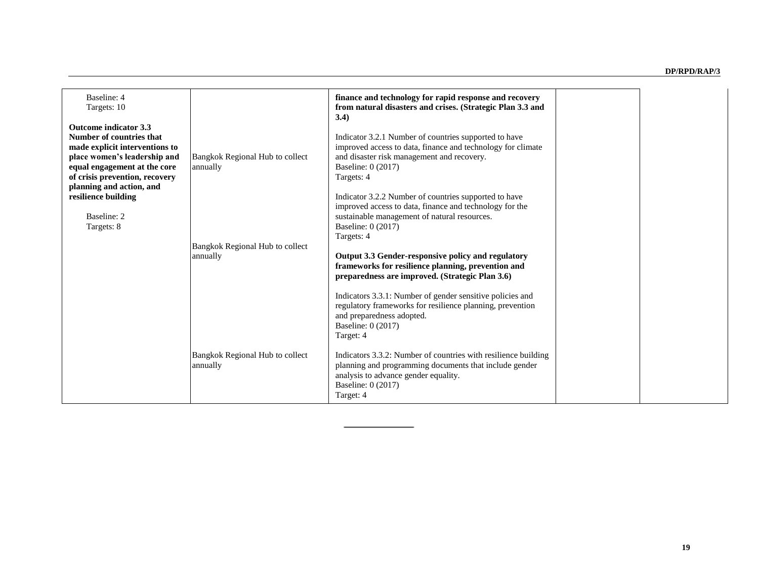| | | | | |
|---|---|---|---|---|
| Baseline: 4<br>Targets: 10<br><br>**Outcome indicator 3.3 Number of countries that made explicit interventions to place women's leadership and equal engagement at the core of crisis prevention, recovery planning and action, and resilience building**<br><br>Baseline: 2<br>Targets: 8 | Bangkok Regional Hub to collect annually<br><br>Bangkok Regional Hub to collect annually | **finance and technology for rapid response and recovery from natural disasters and crises. (Strategic Plan 3.3 and 3.4)**<br><br>Indicator 3.2.1 Number of countries supported to have improved access to data, finance and technology for climate and disaster risk management and recovery.<br>Baseline: 0 (2017)<br>Targets: 4<br><br>Indicator 3.2.2 Number of countries supported to have improved access to data, finance and technology for the sustainable management of natural resources.<br>Baseline: 0 (2017)<br>Targets: 4<br><br>**Output 3.3 Gender-responsive policy and regulatory frameworks for resilience planning, prevention and preparedness are improved. (Strategic Plan 3.6)**<br><br>Indicators 3.3.1: Number of gender sensitive policies and regulatory frameworks for resilience planning, prevention and preparedness adopted.<br>Baseline: 0 (2017)<br>Target: 4 | | |
| | Bangkok Regional Hub to collect annually | Indicators 3.3.2: Number of countries with resilience building planning and programming documents that include gender analysis to advance gender equality.<br>Baseline: 0 (2017)<br>Target: 4 | | |